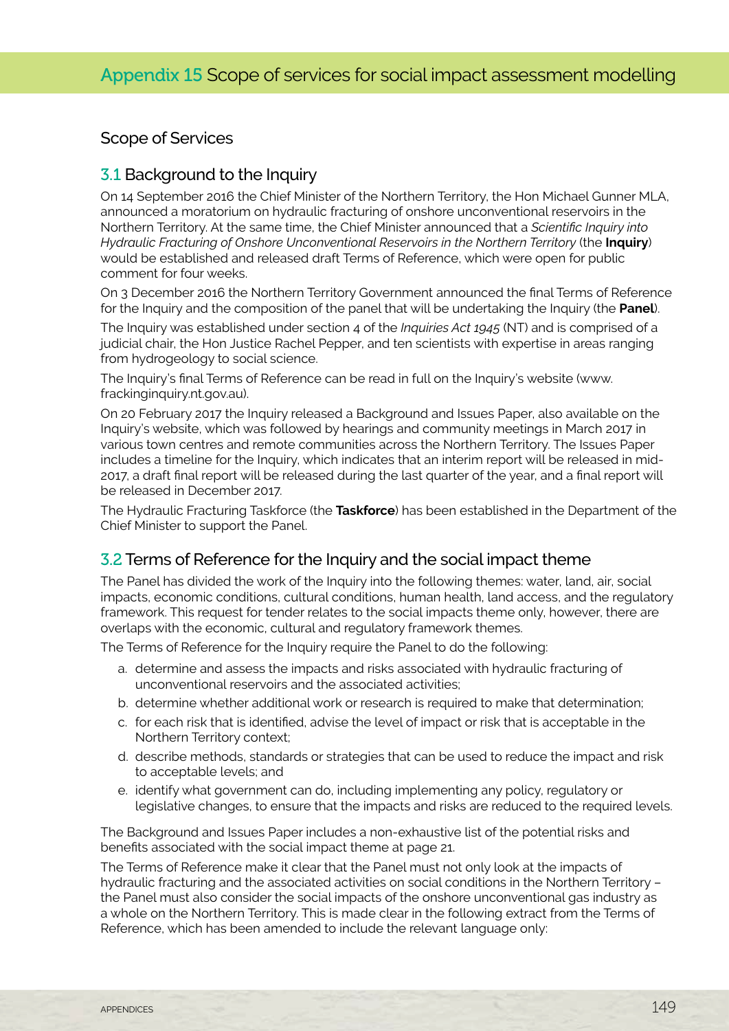# Appendix 15 Scope of services for social impact assessment modelling

## Scope of Services

### 3.1 Background to the Inquiry

On 14 September 2016 the Chief Minister of the Northern Territory, the Hon Michael Gunner MLA, announced a moratorium on hydraulic fracturing of onshore unconventional reservoirs in the Northern Territory. At the same time, the Chief Minister announced that a *Scientific Inquiry into Hydraulic Fracturing of Onshore Unconventional Reservoirs in the Northern Territory* (the **Inquiry**) would be established and released draft Terms of Reference, which were open for public comment for four weeks.

On 3 December 2016 the Northern Territory Government announced the final Terms of Reference for the Inquiry and the composition of the panel that will be undertaking the Inquiry (the **Panel**).

The Inquiry was established under section 4 of the *Inquiries Act 1945* (NT) and is comprised of a judicial chair, the Hon Justice Rachel Pepper, and ten scientists with expertise in areas ranging from hydrogeology to social science.

The Inquiry's final Terms of Reference can be read in full on the Inquiry's website (www.frackinginquiry.nt.gov.au).

On 20 February 2017 the Inquiry released a Background and Issues Paper, also available on the Inquiry's website, which was followed by hearings and community meetings in March 2017 in various town centres and remote communities across the Northern Territory. The Issues Paper includes a timeline for the Inquiry, which indicates that an interim report will be released in mid-2017, a draft final report will be released during the last quarter of the year, and a final report will be released in December 2017.

The Hydraulic Fracturing Taskforce (the **Taskforce**) has been established in the Department of the Chief Minister to support the Panel.

### 3.2 Terms of Reference for the Inquiry and the social impact theme

The Panel has divided the work of the Inquiry into the following themes: water, land, air, social impacts, economic conditions, cultural conditions, human health, land access, and the regulatory framework. This request for tender relates to the social impacts theme only, however, there are overlaps with the economic, cultural and regulatory framework themes.

The Terms of Reference for the Inquiry require the Panel to do the following:

a. determine and assess the impacts and risks associated with hydraulic fracturing of unconventional reservoirs and the associated activities;
b. determine whether additional work or research is required to make that determination;
c. for each risk that is identified, advise the level of impact or risk that is acceptable in the Northern Territory context;
d. describe methods, standards or strategies that can be used to reduce the impact and risk to acceptable levels; and
e. identify what government can do, including implementing any policy, regulatory or legislative changes, to ensure that the impacts and risks are reduced to the required levels.

The Background and Issues Paper includes a non-exhaustive list of the potential risks and benefits associated with the social impact theme at page 21.

The Terms of Reference make it clear that the Panel must not only look at the impacts of hydraulic fracturing and the associated activities on social conditions in the Northern Territory – the Panel must also consider the social impacts of the onshore unconventional gas industry as a whole on the Northern Territory. This is made clear in the following extract from the Terms of Reference, which has been amended to include the relevant language only: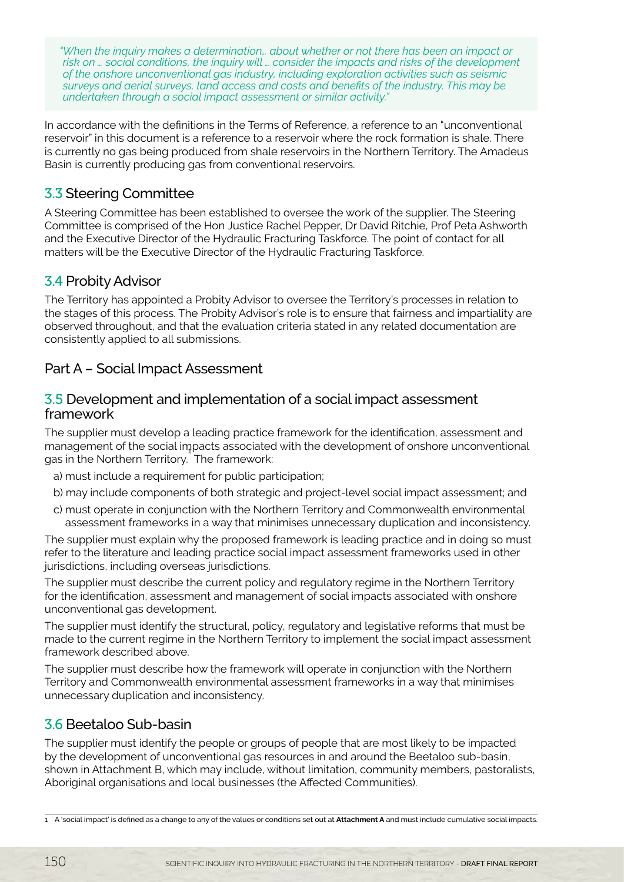*"When the inquiry makes a determination… about whether or not there has been an impact or risk on … social conditions, the inquiry will … consider the impacts and risks of the development of the onshore unconventional gas industry, including exploration activities such as seismic surveys and aerial surveys, land access and costs and benefits of the industry. This may be undertaken through a social impact assessment or similar activity."*

In accordance with the definitions in the Terms of Reference, a reference to an "unconventional reservoir" in this document is a reference to a reservoir where the rock formation is shale. There is currently no gas being produced from shale reservoirs in the Northern Territory. The Amadeus Basin is currently producing gas from conventional reservoirs.

## 3.3 Steering Committee

A Steering Committee has been established to oversee the work of the supplier. The Steering Committee is comprised of the Hon Justice Rachel Pepper, Dr David Ritchie, Prof Peta Ashworth and the Executive Director of the Hydraulic Fracturing Taskforce. The point of contact for all matters will be the Executive Director of the Hydraulic Fracturing Taskforce.

## 3.4 Probity Advisor

The Territory has appointed a Probity Advisor to oversee the Territory's processes in relation to the stages of this process. The Probity Advisor's role is to ensure that fairness and impartiality are observed throughout, and that the evaluation criteria stated in any related documentation are consistently applied to all submissions.

## Part A – Social Impact Assessment

## 3.5 Development and implementation of a social impact assessment framework

The supplier must develop a leading practice framework for the identification, assessment and management of the social impacts associated with the development of onshore unconventional gas in the Northern Territory.[1] The framework:

a) must include a requirement for public participation;

b) may include components of both strategic and project-level social impact assessment; and

c) must operate in conjunction with the Northern Territory and Commonwealth environmental assessment frameworks in a way that minimises unnecessary duplication and inconsistency.

The supplier must explain why the proposed framework is leading practice and in doing so must refer to the literature and leading practice social impact assessment frameworks used in other jurisdictions, including overseas jurisdictions.

The supplier must describe the current policy and regulatory regime in the Northern Territory for the identification, assessment and management of social impacts associated with onshore unconventional gas development.

The supplier must identify the structural, policy, regulatory and legislative reforms that must be made to the current regime in the Northern Territory to implement the social impact assessment framework described above.

The supplier must describe how the framework will operate in conjunction with the Northern Territory and Commonwealth environmental assessment frameworks in a way that minimises unnecessary duplication and inconsistency.

## 3.6 Beetaloo Sub-basin

The supplier must identify the people or groups of people that are most likely to be impacted by the development of unconventional gas resources in and around the Beetaloo sub-basin, shown in Attachment B, which may include, without limitation, community members, pastoralists, Aboriginal organisations and local businesses (the Affected Communities).

---

1 A 'social impact' is defined as a change to any of the values or conditions set out at **Attachment A** and must include cumulative social impacts.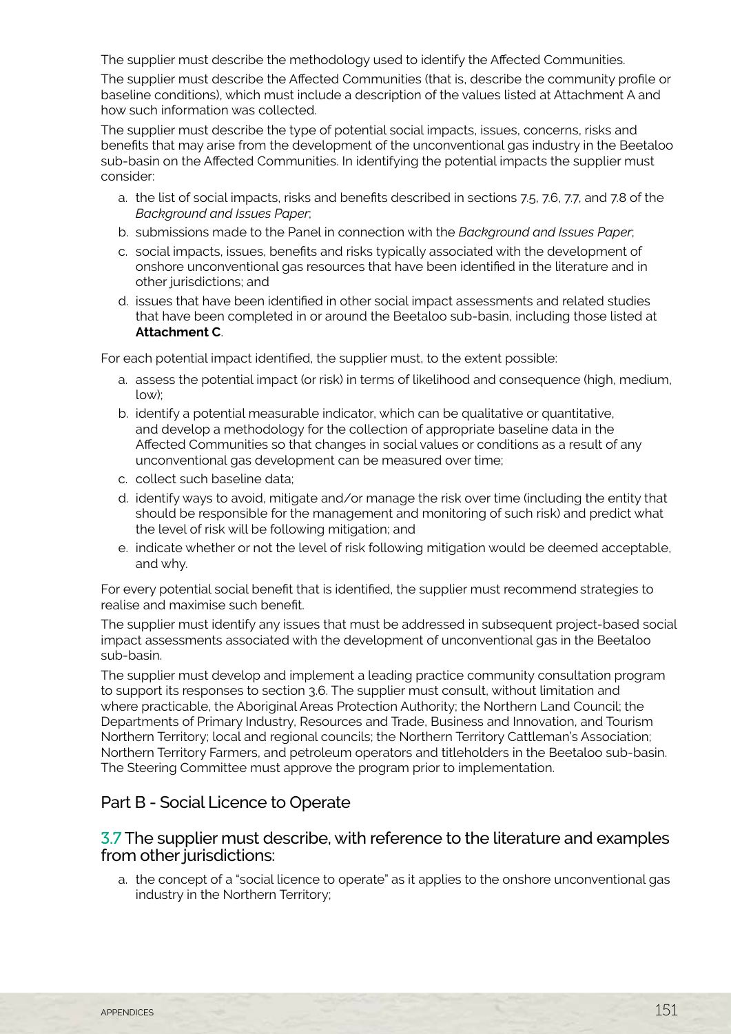The supplier must describe the methodology used to identify the Affected Communities.

The supplier must describe the Affected Communities (that is, describe the community profile or baseline conditions), which must include a description of the values listed at Attachment A and how such information was collected.

The supplier must describe the type of potential social impacts, issues, concerns, risks and benefits that may arise from the development of the unconventional gas industry in the Beetaloo sub-basin on the Affected Communities. In identifying the potential impacts the supplier must consider:

a. the list of social impacts, risks and benefits described in sections 7.5, 7.6, 7.7, and 7.8 of the *Background and Issues Paper*;
b. submissions made to the Panel in connection with the *Background and Issues Paper*;
c. social impacts, issues, benefits and risks typically associated with the development of onshore unconventional gas resources that have been identified in the literature and in other jurisdictions; and
d. issues that have been identified in other social impact assessments and related studies that have been completed in or around the Beetaloo sub-basin, including those listed at **Attachment C**.

For each potential impact identified, the supplier must, to the extent possible:

a. assess the potential impact (or risk) in terms of likelihood and consequence (high, medium, low);
b. identify a potential measurable indicator, which can be qualitative or quantitative, and develop a methodology for the collection of appropriate baseline data in the Affected Communities so that changes in social values or conditions as a result of any unconventional gas development can be measured over time;
c. collect such baseline data;
d. identify ways to avoid, mitigate and/or manage the risk over time (including the entity that should be responsible for the management and monitoring of such risk) and predict what the level of risk will be following mitigation; and
e. indicate whether or not the level of risk following mitigation would be deemed acceptable, and why.

For every potential social benefit that is identified, the supplier must recommend strategies to realise and maximise such benefit.

The supplier must identify any issues that must be addressed in subsequent project-based social impact assessments associated with the development of unconventional gas in the Beetaloo sub-basin.

The supplier must develop and implement a leading practice community consultation program to support its responses to section 3.6. The supplier must consult, without limitation and where practicable, the Aboriginal Areas Protection Authority; the Northern Land Council; the Departments of Primary Industry, Resources and Trade, Business and Innovation, and Tourism Northern Territory; local and regional councils; the Northern Territory Cattleman's Association; Northern Territory Farmers, and petroleum operators and titleholders in the Beetaloo sub-basin. The Steering Committee must approve the program prior to implementation.

## Part B - Social Licence to Operate

### 3.7 The supplier must describe, with reference to the literature and examples from other jurisdictions:

a. the concept of a "social licence to operate" as it applies to the onshore unconventional gas industry in the Northern Territory;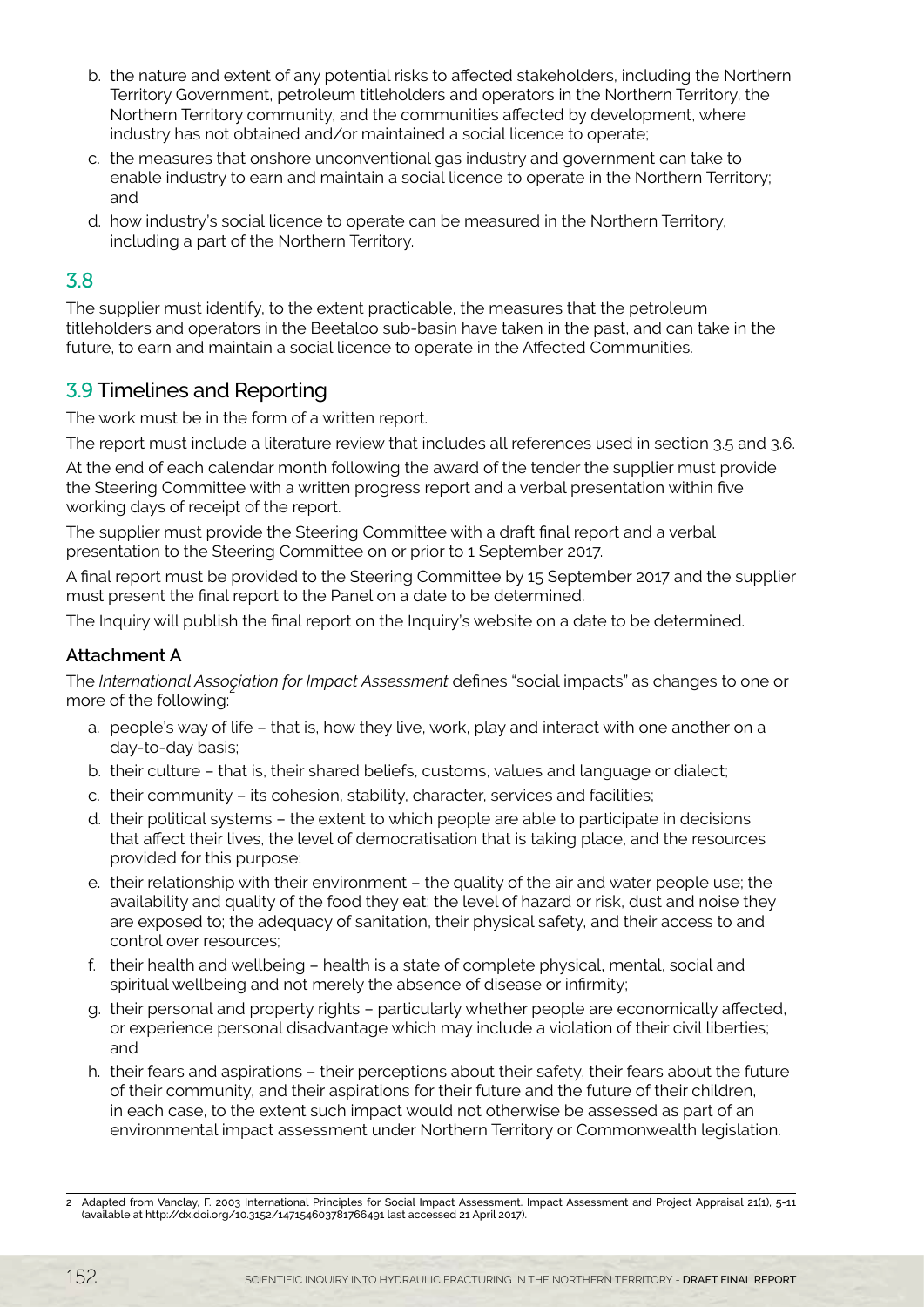b. the nature and extent of any potential risks to affected stakeholders, including the Northern Territory Government, petroleum titleholders and operators in the Northern Territory, the Northern Territory community, and the communities affected by development, where industry has not obtained and/or maintained a social licence to operate;
c. the measures that onshore unconventional gas industry and government can take to enable industry to earn and maintain a social licence to operate in the Northern Territory; and
d. how industry's social licence to operate can be measured in the Northern Territory, including a part of the Northern Territory.

## 3.8

The supplier must identify, to the extent practicable, the measures that the petroleum titleholders and operators in the Beetaloo sub-basin have taken in the past, and can take in the future, to earn and maintain a social licence to operate in the Affected Communities.

## 3.9 Timelines and Reporting

The work must be in the form of a written report.

The report must include a literature review that includes all references used in section 3.5 and 3.6.

At the end of each calendar month following the award of the tender the supplier must provide the Steering Committee with a written progress report and a verbal presentation within five working days of receipt of the report.

The supplier must provide the Steering Committee with a draft final report and a verbal presentation to the Steering Committee on or prior to 1 September 2017.

A final report must be provided to the Steering Committee by 15 September 2017 and the supplier must present the final report to the Panel on a date to be determined.

The Inquiry will publish the final report on the Inquiry's website on a date to be determined.

### Attachment A

The *International Association for Impact Assessment* defines "social impacts" as changes to one or more of the following:[2]

a. people's way of life – that is, how they live, work, play and interact with one another on a day-to-day basis;
b. their culture – that is, their shared beliefs, customs, values and language or dialect;
c. their community – its cohesion, stability, character, services and facilities;
d. their political systems – the extent to which people are able to participate in decisions that affect their lives, the level of democratisation that is taking place, and the resources provided for this purpose;
e. their relationship with their environment – the quality of the air and water people use; the availability and quality of the food they eat; the level of hazard or risk, dust and noise they are exposed to; the adequacy of sanitation, their physical safety, and their access to and control over resources;
f. their health and wellbeing – health is a state of complete physical, mental, social and spiritual wellbeing and not merely the absence of disease or infirmity;
g. their personal and property rights – particularly whether people are economically affected, or experience personal disadvantage which may include a violation of their civil liberties; and
h. their fears and aspirations – their perceptions about their safety, their fears about the future of their community, and their aspirations for their future and the future of their children, in each case, to the extent such impact would not otherwise be assessed as part of an environmental impact assessment under Northern Territory or Commonwealth legislation.

---

2 Adapted from Vanclay, F. 2003 International Principles for Social Impact Assessment. Impact Assessment and Project Appraisal 21(1), 5-11 (available at http://dx.doi.org/10.3152/147154603781766491 last accessed 21 April 2017).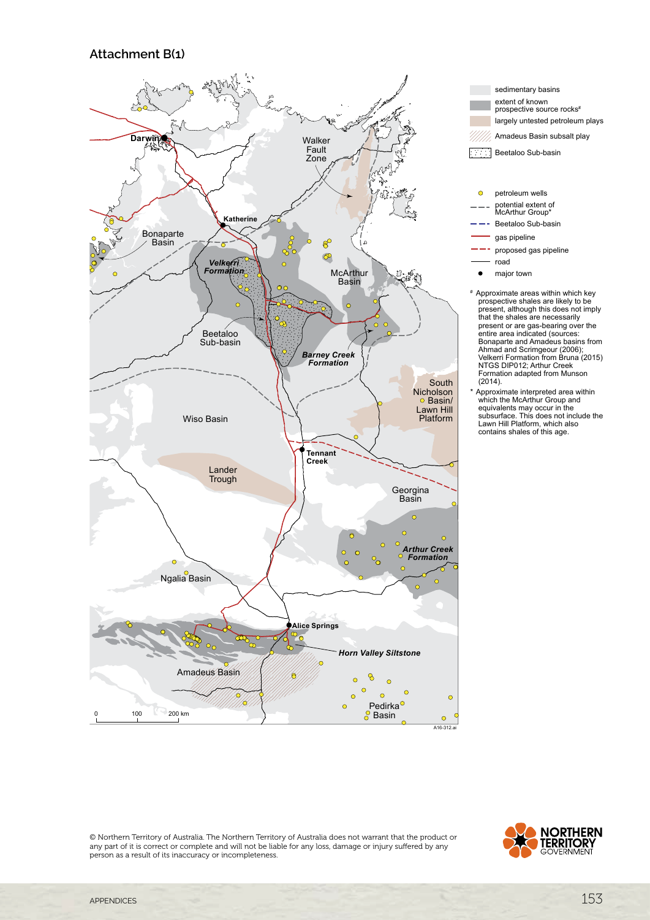## Attachment B(1)

Darwin

Walker Fault Zone

Katherine

Bonaparte Basin

*Velkerri Formation*

McArthur Basin

Beetaloo Sub-basin

*Barney Creek Formation*

South Nicholson Basin/ Lawn Hill Platform

Wiso Basin

Tennant Creek

Lander Trough

Georgina Basin

*Arthur Creek Formation*

Ngalia Basin

Alice Springs

*Horn Valley Siltstone*

Amadeus Basin

Pedirka Basin

0 100 200 km

A16-312.ai

- sedimentary basins
- extent of known prospective source rocks#
- largely untested petroleum plays
- Amadeus Basin subsalt play
- Beetaloo Sub-basin

- petroleum wells
- potential extent of McArthur Group*
- Beetaloo Sub-basin
- gas pipeline
- proposed gas pipeline
- road
- major town

# Approximate areas within which key prospective shales are likely to be present, although this does not imply that the shales are necessarily present or are gas-bearing over the entire area indicated (sources: Bonaparte and Amadeus basins from Ahmad and Scrimgeour (2006); Velkerri Formation from Bruna (2015) NTGS DIP012; Arthur Creek Formation adapted from Munson (2014).

\* Approximate interpreted area within which the McArthur Group and equivalents may occur in the subsurface. This does not include the Lawn Hill Platform, which also contains shales of this age.

© Northern Territory of Australia. The Northern Territory of Australia does not warrant that the product or any part of it is correct or complete and will not be liable for any loss, damage or injury suffered by any person as a result of its inaccuracy or incompleteness.

NORTHERN TERRITORY GOVERNMENT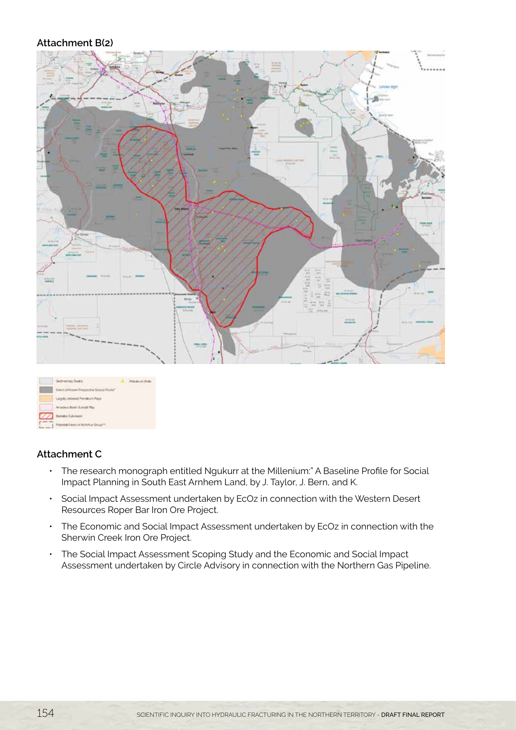### Attachment B(2)

Sedimentary Basins

Extent of Known Prospective Source Rocks*

Largely Untested Petroleum Plays

Arnhem Basin Subsalt Play

Beetaloo Sub-basin

Potential Extent of McArthur Group**

Petroleum Wells

### Attachment C

- The research monograph entitled Ngukurr at the Millenium:" A Baseline Profile for Social Impact Planning in South East Arnhem Land, by J. Taylor, J. Bern, and K.
- Social Impact Assessment undertaken by EcOz in connection with the Western Desert Resources Roper Bar Iron Ore Project.
- The Economic and Social Impact Assessment undertaken by EcOz in connection with the Sherwin Creek Iron Ore Project.
- The Social Impact Assessment Scoping Study and the Economic and Social Impact Assessment undertaken by Circle Advisory in connection with the Northern Gas Pipeline.